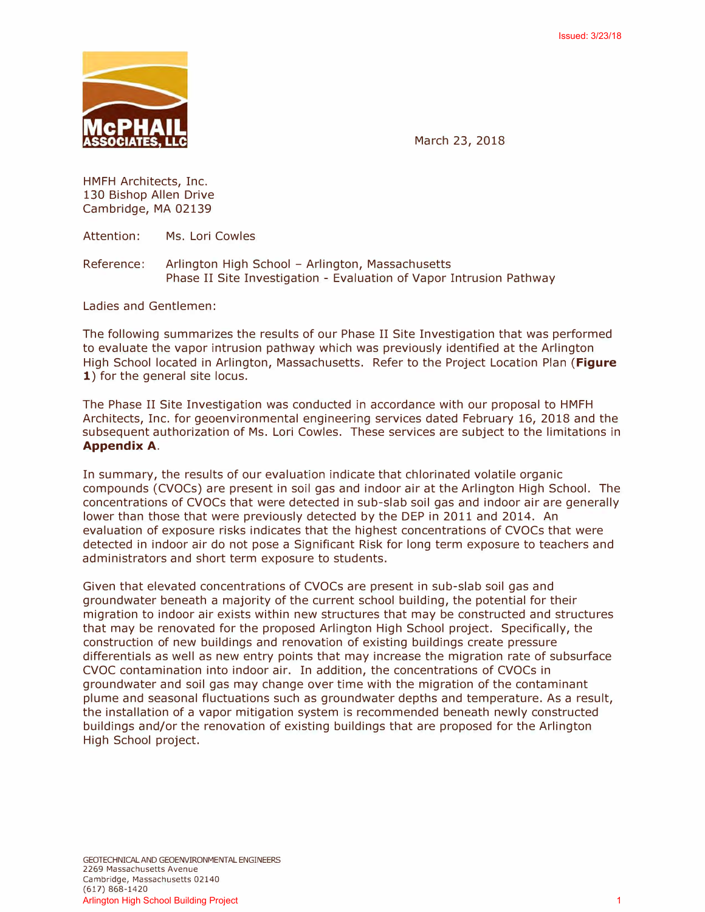Issued: 3/23/18

McPHAIL ASSOCIATES, LLC

March 23, 2018

HMFH Architects, Inc.
130 Bishop Allen Drive
Cambridge, MA 02139

Attention: Ms. Lori Cowles

Reference: Arlington High School – Arlington, Massachusetts
Phase II Site Investigation - Evaluation of Vapor Intrusion Pathway

Ladies and Gentlemen:

The following summarizes the results of our Phase II Site Investigation that was performed to evaluate the vapor intrusion pathway which was previously identified at the Arlington High School located in Arlington, Massachusetts. Refer to the Project Location Plan (**Figure 1**) for the general site locus.

The Phase II Site Investigation was conducted in accordance with our proposal to HMFH Architects, Inc. for geoenvironmental engineering services dated February 16, 2018 and the subsequent authorization of Ms. Lori Cowles. These services are subject to the limitations in **Appendix A**.

In summary, the results of our evaluation indicate that chlorinated volatile organic compounds (CVOCs) are present in soil gas and indoor air at the Arlington High School. The concentrations of CVOCs that were detected in sub-slab soil gas and indoor air are generally lower than those that were previously detected by the DEP in 2011 and 2014. An evaluation of exposure risks indicates that the highest concentrations of CVOCs that were detected in indoor air do not pose a Significant Risk for long term exposure to teachers and administrators and short term exposure to students.

Given that elevated concentrations of CVOCs are present in sub-slab soil gas and groundwater beneath a majority of the current school building, the potential for their migration to indoor air exists within new structures that may be constructed and structures that may be renovated for the proposed Arlington High School project. Specifically, the construction of new buildings and renovation of existing buildings create pressure differentials as well as new entry points that may increase the migration rate of subsurface CVOC contamination into indoor air. In addition, the concentrations of CVOCs in groundwater and soil gas may change over time with the migration of the contaminant plume and seasonal fluctuations such as groundwater depths and temperature. As a result, the installation of a vapor mitigation system is recommended beneath newly constructed buildings and/or the renovation of existing buildings that are proposed for the Arlington High School project.

GEOTECHNICAL AND GEOENVIRONMENTAL ENGINEERS
2269 Massachusetts Avenue
Cambridge, Massachusetts 02140
(617) 868-1420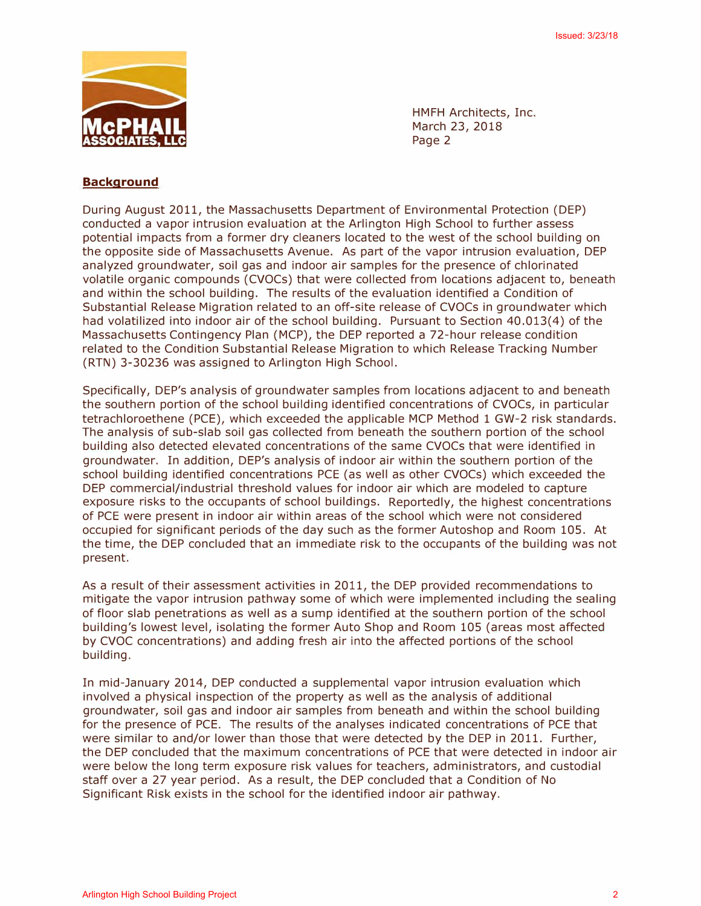## Background

During August 2011, the Massachusetts Department of Environmental Protection (DEP) conducted a vapor intrusion evaluation at the Arlington High School to further assess potential impacts from a former dry cleaners located to the west of the school building on the opposite side of Massachusetts Avenue. As part of the vapor intrusion evaluation, DEP analyzed groundwater, soil gas and indoor air samples for the presence of chlorinated volatile organic compounds (CVOCs) that were collected from locations adjacent to, beneath and within the school building. The results of the evaluation identified a Condition of Substantial Release Migration related to an off-site release of CVOCs in groundwater which had volatilized into indoor air of the school building. Pursuant to Section 40.013(4) of the Massachusetts Contingency Plan (MCP), the DEP reported a 72-hour release condition related to the Condition Substantial Release Migration to which Release Tracking Number (RTN) 3-30236 was assigned to Arlington High School.

Specifically, DEP's analysis of groundwater samples from locations adjacent to and beneath the southern portion of the school building identified concentrations of CVOCs, in particular tetrachloroethene (PCE), which exceeded the applicable MCP Method 1 GW-2 risk standards. The analysis of sub-slab soil gas collected from beneath the southern portion of the school building also detected elevated concentrations of the same CVOCs that were identified in groundwater. In addition, DEP's analysis of indoor air within the southern portion of the school building identified concentrations PCE (as well as other CVOCs) which exceeded the DEP commercial/industrial threshold values for indoor air which are modeled to capture exposure risks to the occupants of school buildings. Reportedly, the highest concentrations of PCE were present in indoor air within areas of the school which were not considered occupied for significant periods of the day such as the former Autoshop and Room 105. At the time, the DEP concluded that an immediate risk to the occupants of the building was not present.

As a result of their assessment activities in 2011, the DEP provided recommendations to mitigate the vapor intrusion pathway some of which were implemented including the sealing of floor slab penetrations as well as a sump identified at the southern portion of the school building's lowest level, isolating the former Auto Shop and Room 105 (areas most affected by CVOC concentrations) and adding fresh air into the affected portions of the school building.

In mid-January 2014, DEP conducted a supplemental vapor intrusion evaluation which involved a physical inspection of the property as well as the analysis of additional groundwater, soil gas and indoor air samples from beneath and within the school building for the presence of PCE. The results of the analyses indicated concentrations of PCE that were similar to and/or lower than those that were detected by the DEP in 2011. Further, the DEP concluded that the maximum concentrations of PCE that were detected in indoor air were below the long term exposure risk values for teachers, administrators, and custodial staff over a 27 year period. As a result, the DEP concluded that a Condition of No Significant Risk exists in the school for the identified indoor air pathway.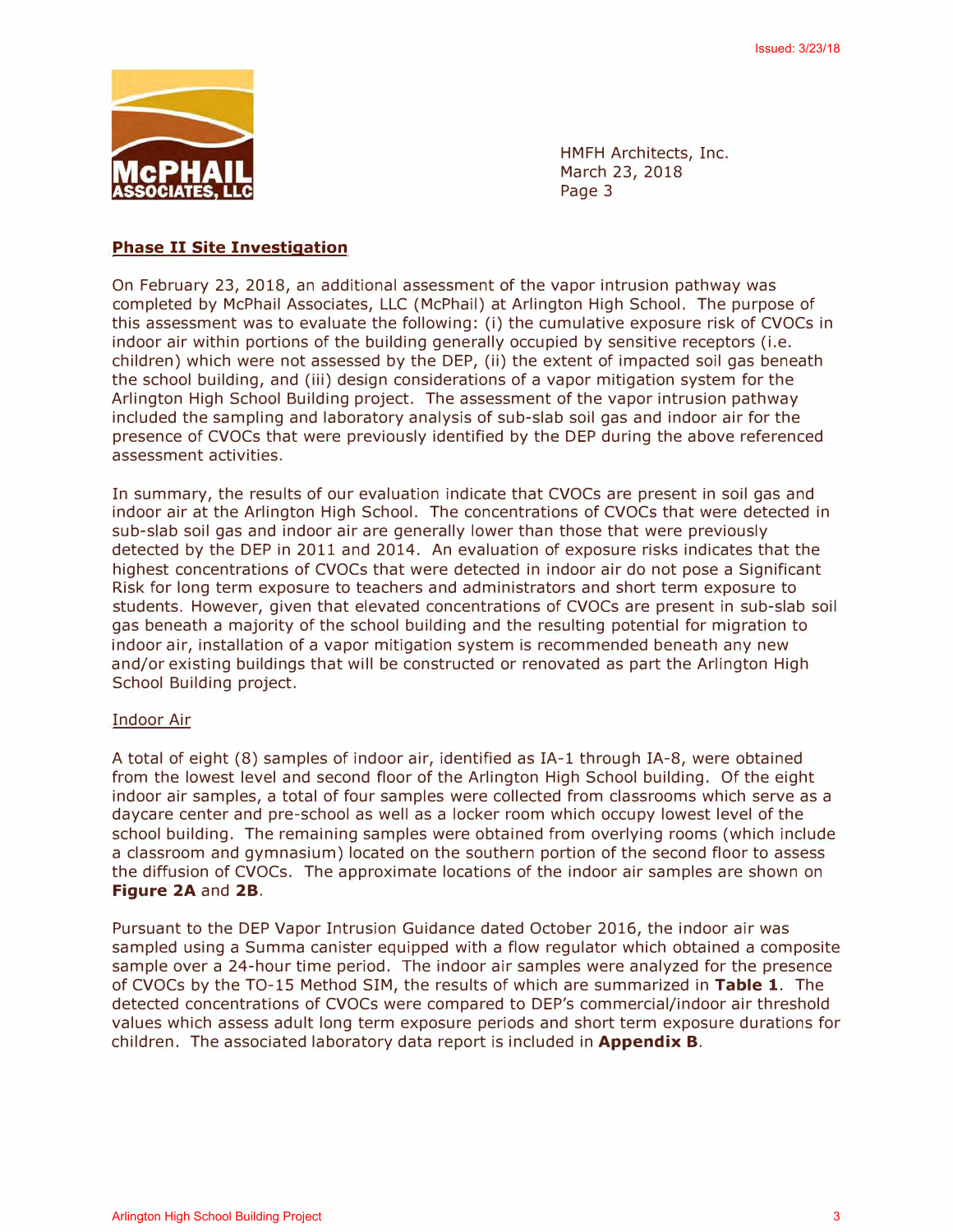## Phase II Site Investigation

On February 23, 2018, an additional assessment of the vapor intrusion pathway was completed by McPhail Associates, LLC (McPhail) at Arlington High School. The purpose of this assessment was to evaluate the following: (i) the cumulative exposure risk of CVOCs in indoor air within portions of the building generally occupied by sensitive receptors (i.e. children) which were not assessed by the DEP, (ii) the extent of impacted soil gas beneath the school building, and (iii) design considerations of a vapor mitigation system for the Arlington High School Building project. The assessment of the vapor intrusion pathway included the sampling and laboratory analysis of sub-slab soil gas and indoor air for the presence of CVOCs that were previously identified by the DEP during the above referenced assessment activities.

In summary, the results of our evaluation indicate that CVOCs are present in soil gas and indoor air at the Arlington High School. The concentrations of CVOCs that were detected in sub-slab soil gas and indoor air are generally lower than those that were previously detected by the DEP in 2011 and 2014. An evaluation of exposure risks indicates that the highest concentrations of CVOCs that were detected in indoor air do not pose a Significant Risk for long term exposure to teachers and administrators and short term exposure to students. However, given that elevated concentrations of CVOCs are present in sub-slab soil gas beneath a majority of the school building and the resulting potential for migration to indoor air, installation of a vapor mitigation system is recommended beneath any new and/or existing buildings that will be constructed or renovated as part the Arlington High School Building project.

### Indoor Air

A total of eight (8) samples of indoor air, identified as IA-1 through IA-8, were obtained from the lowest level and second floor of the Arlington High School building. Of the eight indoor air samples, a total of four samples were collected from classrooms which serve as a daycare center and pre-school as well as a locker room which occupy lowest level of the school building. The remaining samples were obtained from overlying rooms (which include a classroom and gymnasium) located on the southern portion of the second floor to assess the diffusion of CVOCs. The approximate locations of the indoor air samples are shown on **Figure 2A** and **2B**.

Pursuant to the DEP Vapor Intrusion Guidance dated October 2016, the indoor air was sampled using a Summa canister equipped with a flow regulator which obtained a composite sample over a 24-hour time period. The indoor air samples were analyzed for the presence of CVOCs by the TO-15 Method SIM, the results of which are summarized in **Table 1**. The detected concentrations of CVOCs were compared to DEP's commercial/indoor air threshold values which assess adult long term exposure periods and short term exposure durations for children. The associated laboratory data report is included in **Appendix B**.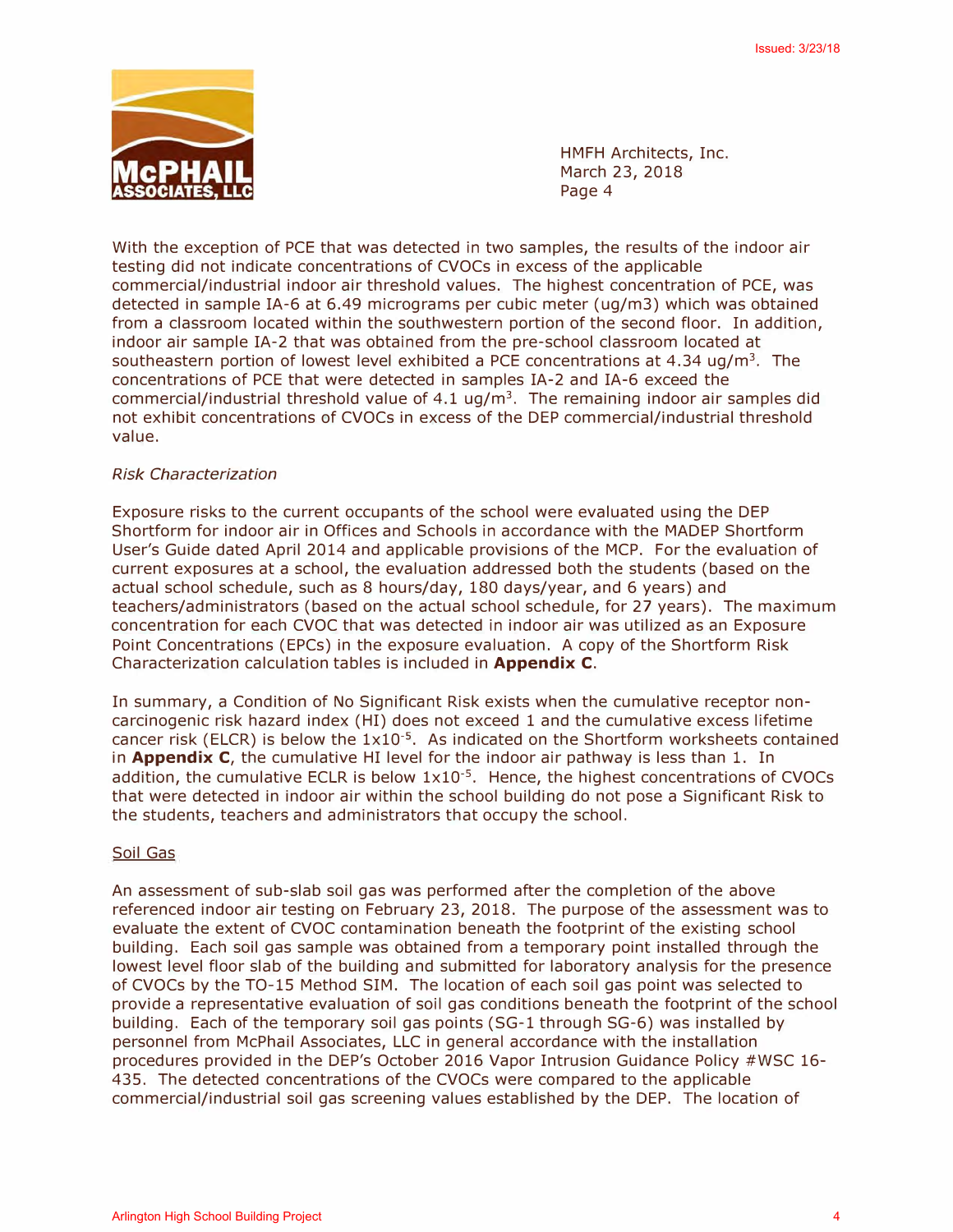With the exception of PCE that was detected in two samples, the results of the indoor air testing did not indicate concentrations of CVOCs in excess of the applicable commercial/industrial indoor air threshold values. The highest concentration of PCE, was detected in sample IA-6 at 6.49 micrograms per cubic meter (ug/m3) which was obtained from a classroom located within the southwestern portion of the second floor. In addition, indoor air sample IA-2 that was obtained from the pre-school classroom located at southeastern portion of lowest level exhibited a PCE concentrations at 4.34 ug/m$^3$. The concentrations of PCE that were detected in samples IA-2 and IA-6 exceed the commercial/industrial threshold value of 4.1 ug/m$^3$. The remaining indoor air samples did not exhibit concentrations of CVOCs in excess of the DEP commercial/industrial threshold value.

*Risk Characterization*

Exposure risks to the current occupants of the school were evaluated using the DEP Shortform for indoor air in Offices and Schools in accordance with the MADEP Shortform User's Guide dated April 2014 and applicable provisions of the MCP. For the evaluation of current exposures at a school, the evaluation addressed both the students (based on the actual school schedule, such as 8 hours/day, 180 days/year, and 6 years) and teachers/administrators (based on the actual school schedule, for 27 years). The maximum concentration for each CVOC that was detected in indoor air was utilized as an Exposure Point Concentrations (EPCs) in the exposure evaluation. A copy of the Shortform Risk Characterization calculation tables is included in **Appendix C**.

In summary, a Condition of No Significant Risk exists when the cumulative receptor non-carcinogenic risk hazard index (HI) does not exceed 1 and the cumulative excess lifetime cancer risk (ELCR) is below the $1x10^{-5}$. As indicated on the Shortform worksheets contained in **Appendix C**, the cumulative HI level for the indoor air pathway is less than 1. In addition, the cumulative ECLR is below $1x10^{-5}$. Hence, the highest concentrations of CVOCs that were detected in indoor air within the school building do not pose a Significant Risk to the students, teachers and administrators that occupy the school.

<u>Soil Gas</u>

An assessment of sub-slab soil gas was performed after the completion of the above referenced indoor air testing on February 23, 2018. The purpose of the assessment was to evaluate the extent of CVOC contamination beneath the footprint of the existing school building. Each soil gas sample was obtained from a temporary point installed through the lowest level floor slab of the building and submitted for laboratory analysis for the presence of CVOCs by the TO-15 Method SIM. The location of each soil gas point was selected to provide a representative evaluation of soil gas conditions beneath the footprint of the school building. Each of the temporary soil gas points (SG-1 through SG-6) was installed by personnel from McPhail Associates, LLC in general accordance with the installation procedures provided in the DEP's October 2016 Vapor Intrusion Guidance Policy #WSC 16-435. The detected concentrations of the CVOCs were compared to the applicable commercial/industrial soil gas screening values established by the DEP. The location of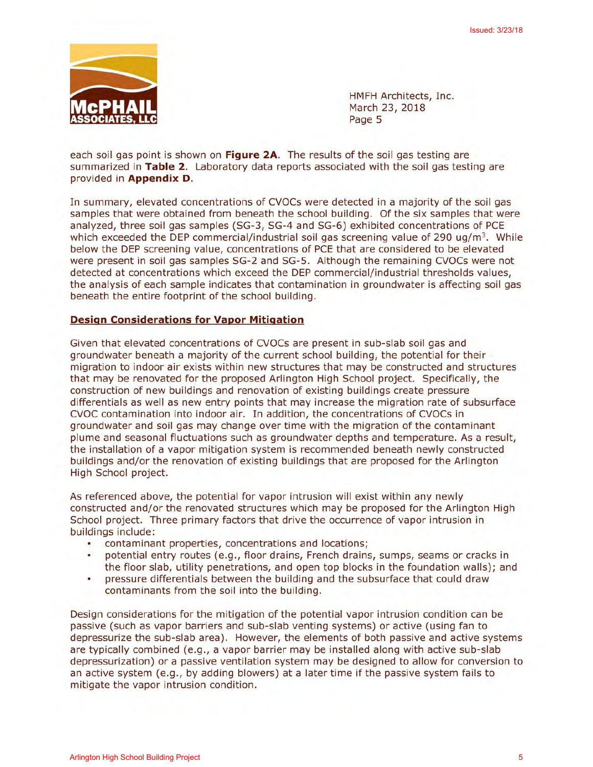each soil gas point is shown on **Figure 2A**. The results of the soil gas testing are summarized in **Table 2**. Laboratory data reports associated with the soil gas testing are provided in **Appendix D**.

In summary, elevated concentrations of CVOCs were detected in a majority of the soil gas samples that were obtained from beneath the school building. Of the six samples that were analyzed, three soil gas samples (SG-3, SG-4 and SG-6) exhibited concentrations of PCE which exceeded the DEP commercial/industrial soil gas screening value of 290 $ug/m^3$. While below the DEP screening value, concentrations of PCE that are considered to be elevated were present in soil gas samples SG-2 and SG-5. Although the remaining CVOCs were not detected at concentrations which exceed the DEP commercial/industrial thresholds values, the analysis of each sample indicates that contamination in groundwater is affecting soil gas beneath the entire footprint of the school building.

## Design Considerations for Vapor Mitigation

Given that elevated concentrations of CVOCs are present in sub-slab soil gas and groundwater beneath a majority of the current school building, the potential for their migration to indoor air exists within new structures that may be constructed and structures that may be renovated for the proposed Arlington High School project. Specifically, the construction of new buildings and renovation of existing buildings create pressure differentials as well as new entry points that may increase the migration rate of subsurface CVOC contamination into indoor air. In addition, the concentrations of CVOCs in groundwater and soil gas may change over time with the migration of the contaminant plume and seasonal fluctuations such as groundwater depths and temperature. As a result, the installation of a vapor mitigation system is recommended beneath newly constructed buildings and/or the renovation of existing buildings that are proposed for the Arlington High School project.

As referenced above, the potential for vapor intrusion will exist within any newly constructed and/or the renovated structures which may be proposed for the Arlington High School project. Three primary factors that drive the occurrence of vapor intrusion in buildings include:

- contaminant properties, concentrations and locations;
- potential entry routes (e.g., floor drains, French drains, sumps, seams or cracks in the floor slab, utility penetrations, and open top blocks in the foundation walls); and
- pressure differentials between the building and the subsurface that could draw contaminants from the soil into the building.

Design considerations for the mitigation of the potential vapor intrusion condition can be passive (such as vapor barriers and sub-slab venting systems) or active (using fan to depressurize the sub-slab area). However, the elements of both passive and active systems are typically combined (e.g., a vapor barrier may be installed along with active sub-slab depressurization) or a passive ventilation system may be designed to allow for conversion to an active system (e.g., by adding blowers) at a later time if the passive system fails to mitigate the vapor intrusion condition.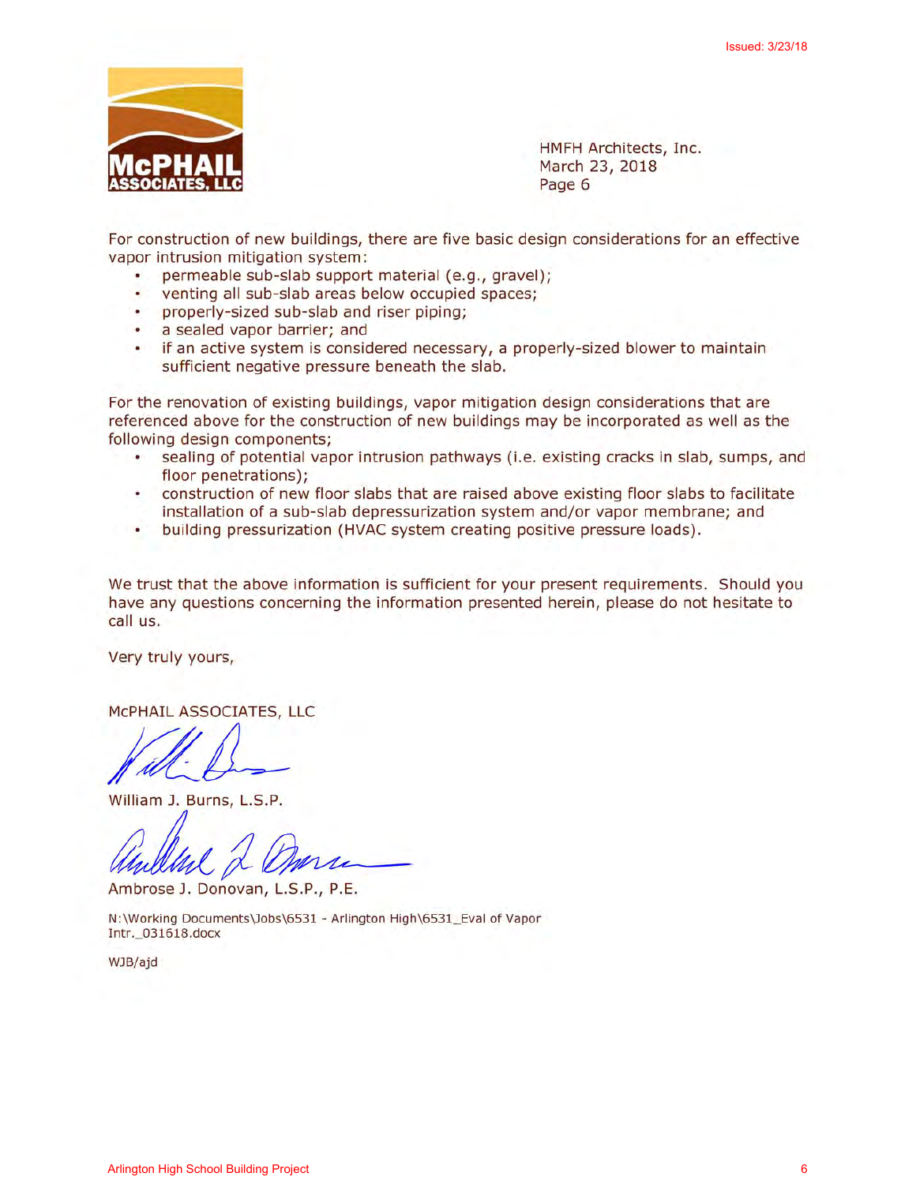For construction of new buildings, there are five basic design considerations for an effective vapor intrusion mitigation system:

- permeable sub-slab support material (e.g., gravel);
- venting all sub-slab areas below occupied spaces;
- properly-sized sub-slab and riser piping;
- a sealed vapor barrier; and
- if an active system is considered necessary, a properly-sized blower to maintain sufficient negative pressure beneath the slab.

For the renovation of existing buildings, vapor mitigation design considerations that are referenced above for the construction of new buildings may be incorporated as well as the following design components;

- sealing of potential vapor intrusion pathways (i.e. existing cracks in slab, sumps, and floor penetrations);
- construction of new floor slabs that are raised above existing floor slabs to facilitate installation of a sub-slab depressurization system and/or vapor membrane; and
- building pressurization (HVAC system creating positive pressure loads).

We trust that the above information is sufficient for your present requirements. Should you have any questions concerning the information presented herein, please do not hesitate to call us.

Very truly yours,

McPHAIL ASSOCIATES, LLC

William J. Burns, L.S.P.

Ambrose J. Donovan, L.S.P., P.E.

N:\Working Documents\Jobs\6531 - Arlington High\6531_Eval of Vapor Intr._031618.docx

WJB/ajd